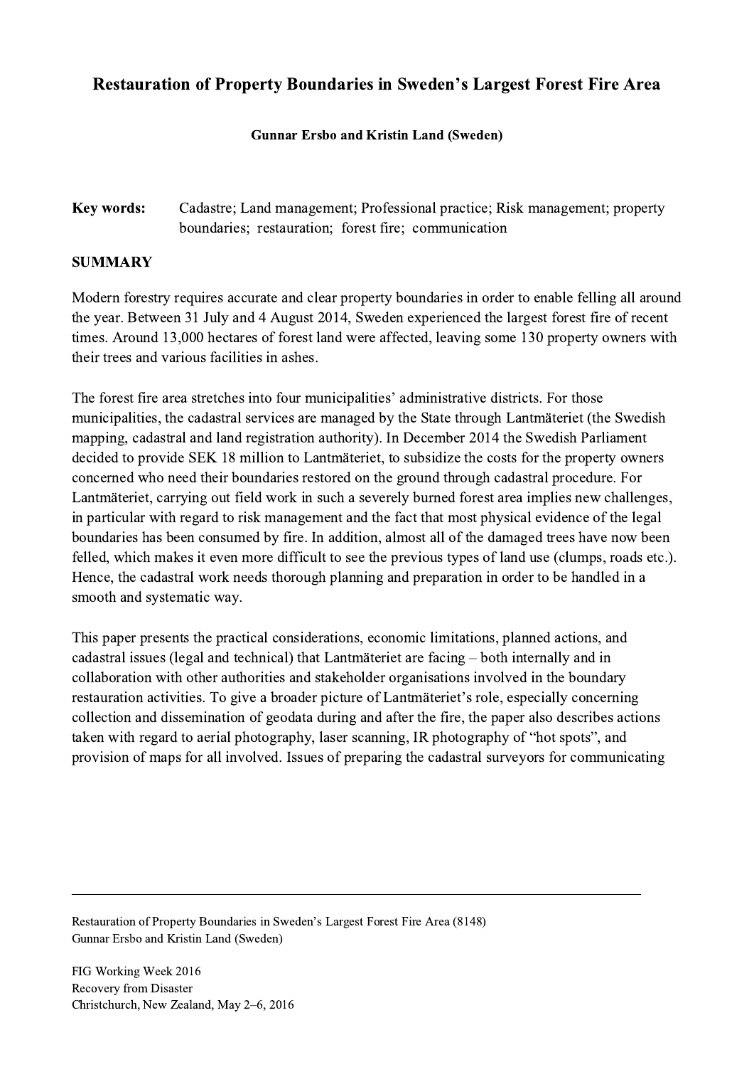# Restauration of Property Boundaries in Sweden's Largest Forest Fire Area

**Gunnar Ersbo and Kristin Land (Sweden)**

**Key words:** Cadastre; Land management; Professional practice; Risk management; property boundaries; restauration; forest fire; communication

## SUMMARY

Modern forestry requires accurate and clear property boundaries in order to enable felling all around the year. Between 31 July and 4 August 2014, Sweden experienced the largest forest fire of recent times. Around 13,000 hectares of forest land were affected, leaving some 130 property owners with their trees and various facilities in ashes.

The forest fire area stretches into four municipalities' administrative districts. For those municipalities, the cadastral services are managed by the State through Lantmäteriet (the Swedish mapping, cadastral and land registration authority). In December 2014 the Swedish Parliament decided to provide SEK 18 million to Lantmäteriet, to subsidize the costs for the property owners concerned who need their boundaries restored on the ground through cadastral procedure. For Lantmäteriet, carrying out field work in such a severely burned forest area implies new challenges, in particular with regard to risk management and the fact that most physical evidence of the legal boundaries has been consumed by fire. In addition, almost all of the damaged trees have now been felled, which makes it even more difficult to see the previous types of land use (clumps, roads etc.). Hence, the cadastral work needs thorough planning and preparation in order to be handled in a smooth and systematic way.

This paper presents the practical considerations, economic limitations, planned actions, and cadastral issues (legal and technical) that Lantmäteriet are facing – both internally and in collaboration with other authorities and stakeholder organisations involved in the boundary restauration activities. To give a broader picture of Lantmäteriet's role, especially concerning collection and dissemination of geodata during and after the fire, the paper also describes actions taken with regard to aerial photography, laser scanning, IR photography of "hot spots", and provision of maps for all involved. Issues of preparing the cadastral surveyors for communicating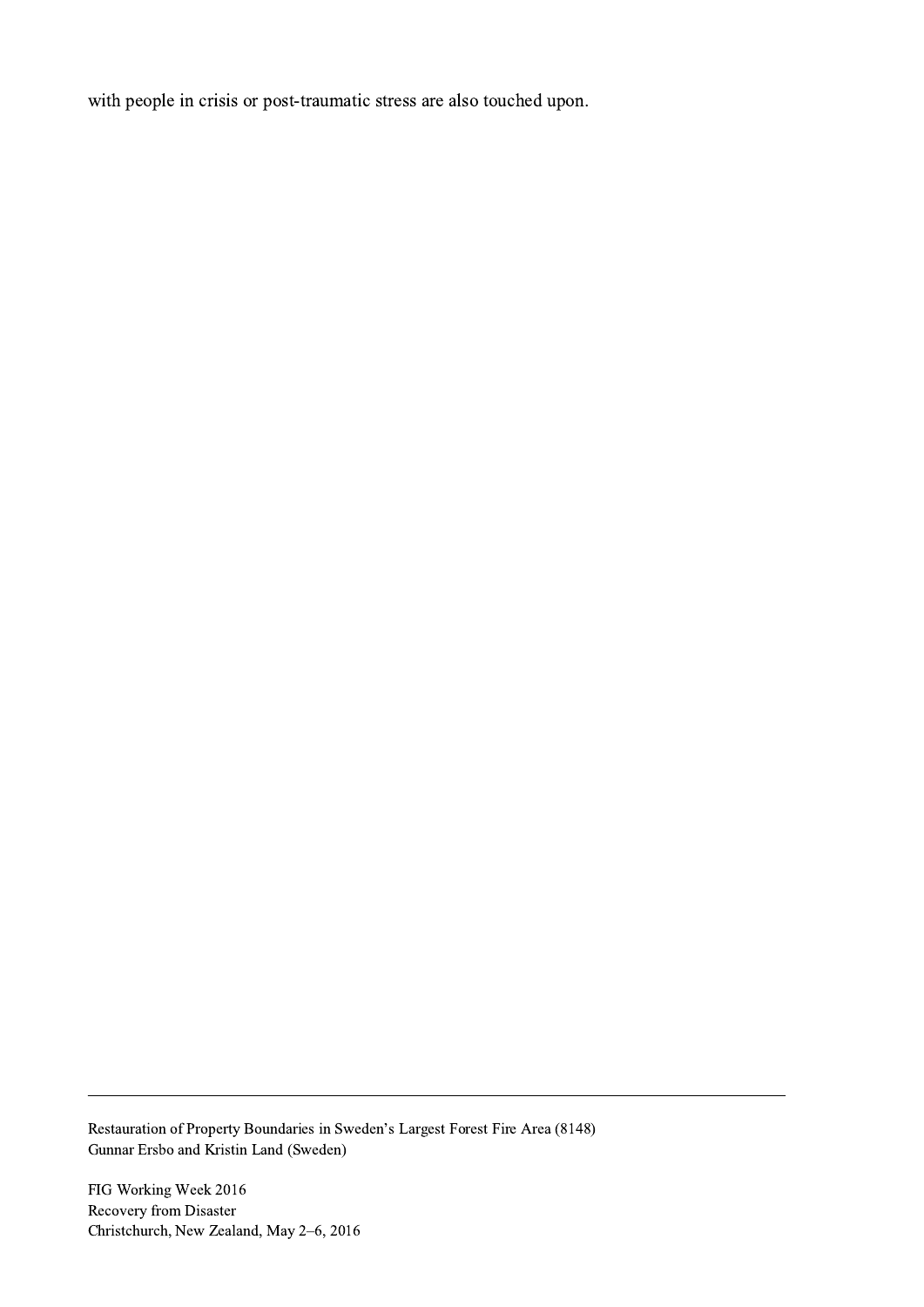with people in crisis or post-traumatic stress are also touched upon.